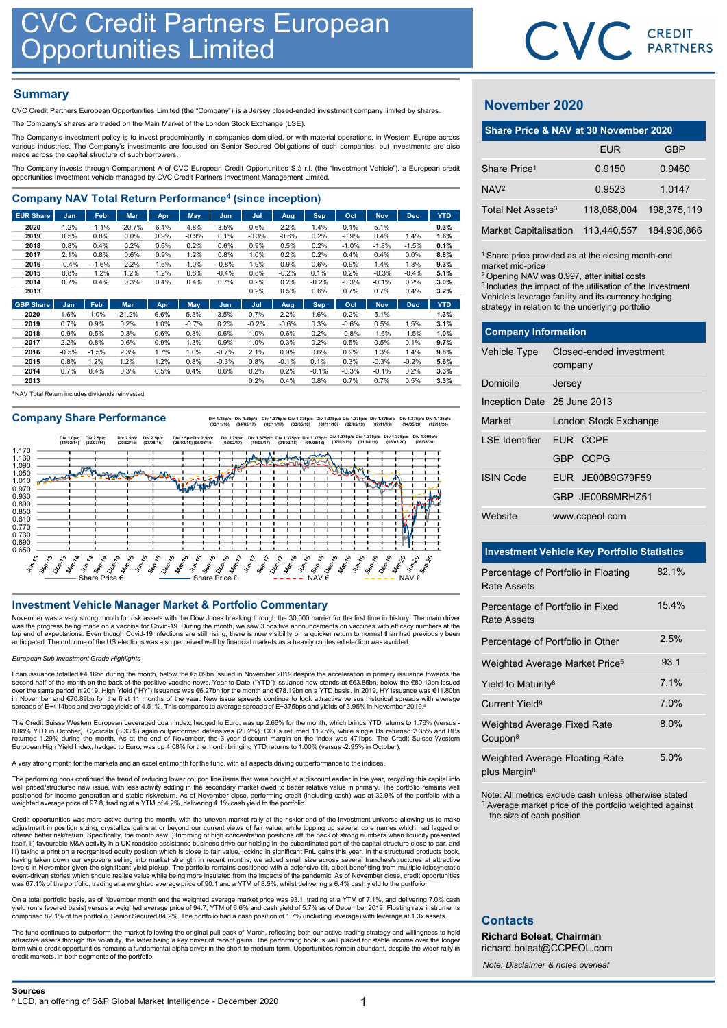# CVC Credit Partners European Opportunities Limited

## Summary

CVC Credit Partners European Opportunities Limited (the "Company") is a Jersey closed-ended investment company limited by shares.

The Company's shares are traded on the Main Market of the London Stock Exchange (LSE).

The Company's investment policy is to invest predominantly in companies domiciled, or with material operations, in Western Europe across various industries. The Company's investments are focused on Senior Secured Obligations of such companies, but investments are also made across the capital structure of such borrowers.

The Company invests through Compartment A of CVC European Credit Opportunities S.à r.l. (the "Investment Vehicle"), a European credit opportunities investment vehicle managed by CVC Credit Partners Investment Management Limited.

## Company NAV Total Return Performance[4] (since inception)

| EUR Share | Jan | Feb | Mar | Apr | May | Jun | Jul | Aug | Sep | Oct | Nov | Dec | YTD |
|---|---|---|---|---|---|---|---|---|---|---|---|---|---|
| 2020 | 1.2% | -1.1% | -20.7% | 6.4% | 4.8% | 3.5% | 0.6% | 2.2% | 1.4% | 0.1% | 5.1% | | 0.3% |
| 2019 | 0.5% | 0.8% | 0.0% | 0.9% | -0.9% | 0.1% | -0.3% | -0.6% | 0.2% | -0.9% | 0.4% | 1.4% | 1.6% |
| 2018 | 0.8% | 0.4% | 0.2% | 0.6% | 0.2% | 0.6% | 0.9% | 0.5% | 0.2% | -1.0% | -1.8% | -1.5% | 0.1% |
| 2017 | 2.1% | 0.8% | 0.6% | 0.9% | 1.2% | 0.8% | 1.0% | 0.2% | 0.2% | 0.4% | 0.4% | 0.0% | 8.8% |
| 2016 | -0.4% | -1.6% | 2.2% | 1.6% | 1.0% | -0.8% | 1.9% | 0.9% | 0.6% | 0.9% | 1.4% | 1.3% | 9.3% |
| 2015 | 0.8% | 1.2% | 1.2% | 1.2% | 0.8% | -0.4% | 0.8% | -0.2% | 0.1% | 0.2% | -0.3% | -0.4% | 5.1% |
| 2014 | 0.7% | 0.4% | 0.3% | 0.4% | 0.4% | 0.7% | 0.2% | 0.2% | -0.2% | -0.3% | -0.1% | 0.2% | 3.0% |
| 2013 | | | | | | | 0.2% | 0.5% | 0.6% | 0.7% | 0.7% | 0.4% | 3.2% |

| GBP Share | Jan | Feb | Mar | Apr | May | Jun | Jul | Aug | Sep | Oct | Nov | Dec | YTD |
|---|---|---|---|---|---|---|---|---|---|---|---|---|---|
| 2020 | 1.6% | -1.0% | -21.2% | 6.6% | 5.3% | 3.5% | 0.7% | 2.2% | 1.6% | 0.2% | 5.1% | | 1.3% |
| 2019 | 0.7% | 0.9% | 0.2% | 1.0% | -0.7% | 0.2% | -0.2% | -0.6% | 0.3% | -0.6% | 0.5% | 1.5% | 3.1% |
| 2018 | 0.9% | 0.5% | 0.3% | 0.6% | 0.3% | 0.6% | 1.0% | 0.6% | 0.2% | -0.8% | -1.6% | -1.5% | 1.0% |
| 2017 | 2.2% | 0.8% | 0.6% | 0.9% | 1.3% | 0.9% | 1.0% | 0.3% | 0.2% | 0.5% | 0.5% | 0.1% | 9.7% |
| 2016 | -0.5% | -1.5% | 2.3% | 1.7% | 1.0% | -0.7% | 2.1% | 0.9% | 0.6% | 0.9% | 1.3% | 1.4% | 9.8% |
| 2015 | 0.8% | 1.2% | 1.2% | 1.2% | 0.8% | -0.3% | 0.8% | -0.1% | 0.1% | 0.3% | -0.3% | -0.2% | 5.6% |
| 2014 | 0.7% | 0.4% | 0.3% | 0.5% | 0.4% | 0.6% | 0.2% | 0.2% | -0.1% | -0.3% | -0.1% | 0.2% | 3.3% |
| 2013 | | | | | | | 0.2% | 0.4% | 0.8% | 0.7% | 0.7% | 0.5% | 3.3% |

[4] NAV Total Return includes dividends reinvested

## Company Share Performance

Div 1.0p/c (11/02/14), Div 2.5p/c (22/07/14), Div 2.5p/c (20/02/15), Div 2.5p/c (07/08/15), Div 2.5p/c Div 2.5p/c (26/02/16) (05/08/16), Div 1.25p/c (03/11/16), Div 1.25p/c (04/05/17), Div 1.25p/c (02/02/17), Div 1.375p/c (10/08/17), Div 1.375p/c (02/11/17), Div 1.375p/c (01/02/18), Div 1.375p/c (03/05/18), Div 1.375p/c (09/08/18), Div 1.375p/c (01/11/18), Div 1.375p/c (07/02/19), Div 1.375p/c (02/05/19), Div 1.375p/c (01/08/19), Div 1.375p/c (07/11/19), Div 1.375p/c (06/02/20), Div 1.375p/c (14/05/20), Div 1.000p/c (06/08/20), Div 1.125p/c (12/11/20)

Legend: Share Price €, Share Price £, NAV €, NAV £

## Investment Vehicle Manager Market & Portfolio Commentary

November was a very strong month for risk assets with the Dow Jones breaking through the 30,000 barrier for the first time in history. The main driver was the progress being made on a vaccine for Covid-19. During the month, we saw 3 positive announcements on vaccines with efficacy numbers at the top end of expectations. Even though Covid-19 infections are still rising, there is now visibility on a quicker return to normal than had previously been anticipated. The outcome of the US elections was also perceived well by financial markets as a heavily contested election was avoided.

*European Sub Investment Grade Highlights*

Loan issuance totalled €4.16bn during the month, below the €5.09bn issued in November 2019 despite the acceleration in primary issuance towards the second half of the month on the back of the positive vaccine news. Year to Date ("YTD") issuance now stands at €63.85bn, below the €80.13bn issued over the same period in 2019. High Yield ("HY") issuance was €6.27bn for the month and €78.19bn on a YTD basis. In 2019, HY issuance was €11.80bn in November and €70.89bn for the first 11 months of the year. New issue spreads continue to look attractive versus historical spreads with average spreads of E+414bps and average yields of 4.51%. This compares to average spreads of E+375bps and yields of 3.95% in November 2019.[a]

The Credit Suisse Western European Leveraged Loan Index, hedged to Euro, was up 2.66% for the month, which brings YTD returns to 1.76% (versus -0.88% YTD in October). Cyclicals (3.33%) again outperformed defensives (2.02%). CCCs returned 11.75%, while single Bs returned 2.35% and BBs returned 1.29% during the month. As at the end of November, the 3-year discount margin on the index was 471bps. The Credit Suisse Western European High Yield Index, hedged to Euro, was up 4.08% for the month bringing YTD returns to 1.00% (versus -2.95% in October).

A very strong month for the markets and an excellent month for the fund, with all aspects driving outperformance to the indices.

The performing book continued the trend of reducing lower coupon line items that were bought at a discount earlier in the year, recycling this capital into well priced/structured new issue, with less activity adding in the secondary market owed to better relative value in primary. The portfolio remains well positioned for income generation and stable risk/return. As of November close, performing credit (including cash) was at 32.9% of the portfolio with a weighted average price of 97.8, trading at a YTM of 4.2%, delivering 4.1% cash yield to the portfolio.

Credit opportunities was more active during the month, with the uneven market rally at the riskier end of the investment universe allowing us to make adjustment in position sizing, crystallize gains at or beyond our current views of fair value, while topping up several core names which had lagged or offered better risk/return. Specifically, the month saw i) trimming of high concentration positions off the back of strong numbers when liquidity presented itself, ii) favourable M&A activity in a UK roadside assistance business drove our holding in the subordinated part of the capital structure close to par, and iii) taking a print on a reorganised equity position which is close to fair value, locking in significant PnL gains this year. In the structured products book, having taken down our exposure selling into market strength in recent months, we added small size across several tranches/structures at attractive levels in November given the significant yield pickup. The portfolio remains positioned with a defensive tilt, albeit benefitting from multiple idiosyncratic event-driven stories which should realise value while being more insulated from the impacts of the pandemic. As of November close, credit opportunities was 67.1% of the portfolio, trading at a weighted average price of 90.1 and a YTM of 8.5%, whilst delivering a 6.4% cash yield to the portfolio.

On a total portfolio basis, as of November month end the weighted average market price was 93.1, trading at a YTM of 7.1%, and delivering 7.0% cash yield (on a levered basis) versus a weighted average price of 94.7, YTM of 6.6% and cash yield of 5.7% as of December 2019. Floating rate instruments comprised 82.1% of the portfolio. Senior Secured 84.2%. The portfolio had a cash position of 1.7% (including leverage) with leverage at 1.3x assets.

The fund continues to outperform the market following the original pull back of March, reflecting both our active trading strategy and willingness to hold attractive assets through the volatility, the latter being a key driver of recent gains. The performing book is well placed for stable income over the longer term while credit opportunities remains a fundamental alpha driver in the short to medium term. Opportunities remain abundant, despite the wider rally in credit markets, in both segments of the portfolio.

## November 2020

### Share Price & NAV at 30 November 2020

| | EUR | GBP |
|---|---|---|
| Share Price[1] | 0.9150 | 0.9460 |
| NAV[2] | 0.9523 | 1.0147 |
| Total Net Assets[3] | 118,068,004 | 198,375,119 |
| Market Capitalisation | 113,440,557 | 184,936,866 |

[1] Share price provided as at the closing month-end market mid-price
[2] Opening NAV was 0.997, after initial costs
[3] Includes the impact of the utilisation of the Investment Vehicle's leverage facility and its currency hedging strategy in relation to the underlying portfolio

### Company Information

| | |
|---|---|
| Vehicle Type | Closed-ended investment company |
| Domicile | Jersey |
| Inception Date | 25 June 2013 |
| Market | London Stock Exchange |
| LSE Identifier | EUR CCPE |
| | GBP CCPG |
| ISIN Code | EUR JE00B9G79F59 |
| | GBP JE00B9MRHZ51 |
| Website | www.ccpeol.com |

### Investment Vehicle Key Portfolio Statistics

| | |
|---|---|
| Percentage of Portfolio in Floating Rate Assets | 82.1% |
| Percentage of Portfolio in Fixed Rate Assets | 15.4% |
| Percentage of Portfolio in Other | 2.5% |
| Weighted Average Market Price[5] | 93.1 |
| Yield to Maturity[8] | 7.1% |
| Current Yield[9] | 7.0% |
| Weighted Average Fixed Rate Coupon[8] | 8.0% |
| Weighted Average Floating Rate plus Margin[8] | 5.0% |

Note: All metrics exclude cash unless otherwise stated
[5] Average market price of the portfolio weighted against the size of each position

## Contacts

**Richard Boleat, Chairman**
richard.boleat@CCPEOL.com

*Note: Disclaimer & notes overleaf*

**Sources**
[a] LCD, an offering of S&P Global Market Intelligence - December 2020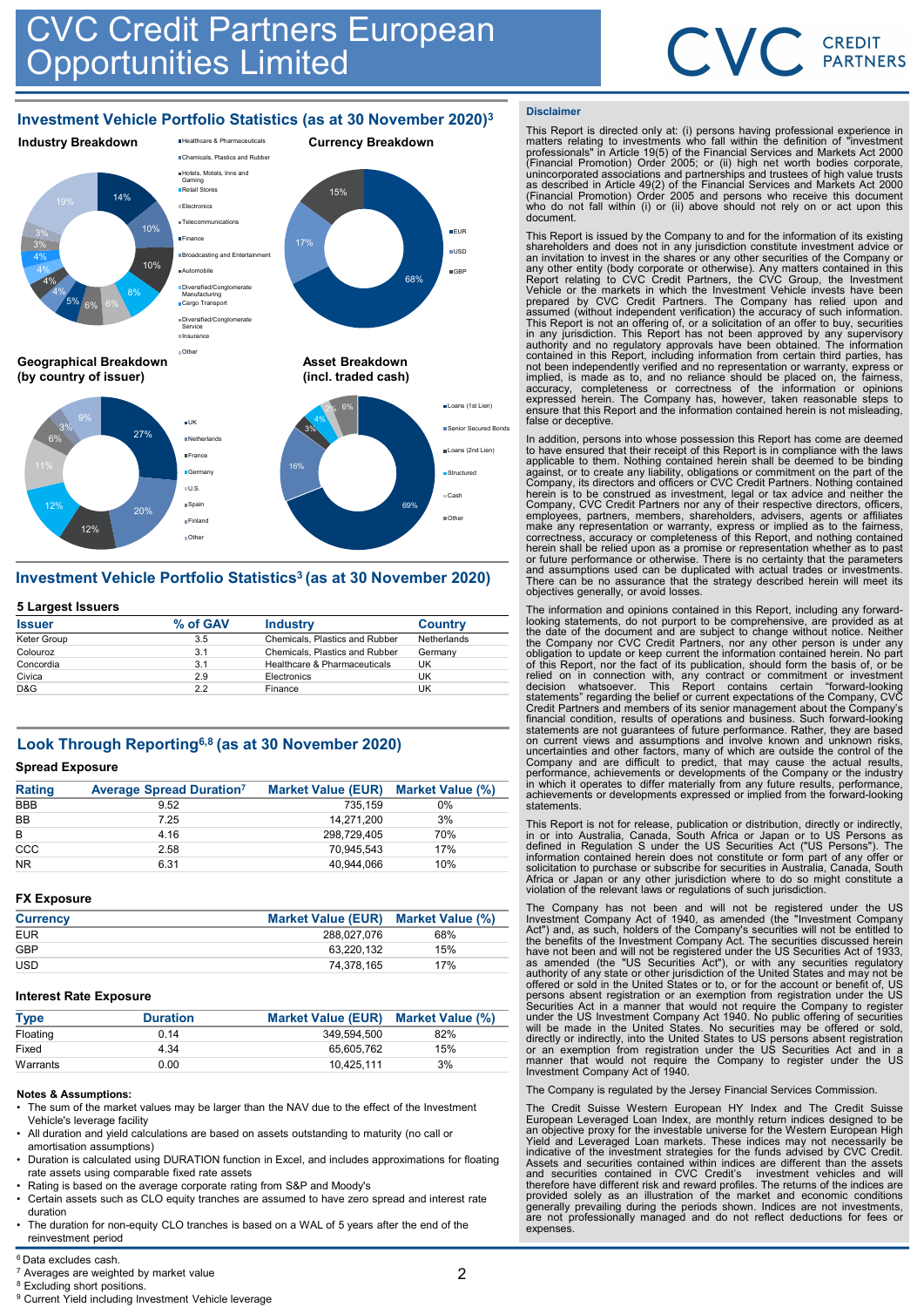# CVC Credit Partners European Opportunities Limited

## Investment Vehicle Portfolio Statistics (as at 30 November 2020)[3]

### Industry Breakdown

14%
10%
10%
8%
6%
6%
5%
4%
4%
4%
4%
3%
3%
19%

Healthcare & Pharmaceuticals
Chemicals, Plastics and Rubber
Hotels, Motels, Inns and Gaming
Retail Stores
Electronics
Telecommunications
Finance
Broadcasting and Entertainment
Automobile
Diversified/Conglomerate Manufacturing
Cargo Transport
Diversified/Conglomerate Service
Insurance
Other

### Currency Breakdown

68%
17%
15%

EUR
USD
GBP

### Geographical Breakdown (by country of issuer)

27%
20%
12%
12%
11%
6%
3%
9%

UK
Netherlands
France
Germany
U.S.
Spain
Finland
Other

### Asset Breakdown (incl. traded cash)

69%
16%
3%
4%
2%
6%

Loans (1st Lien)
Senior Secured Bonds
Loans (2nd Lien)
Structured
Cash
Other

## Investment Vehicle Portfolio Statistics[3] (as at 30 November 2020)

### 5 Largest Issuers

| Issuer | % of GAV | Industry | Country |
|---|---|---|---|
| Keter Group | 3.5 | Chemicals, Plastics and Rubber | Netherlands |
| Colouroz | 3.1 | Chemicals, Plastics and Rubber | Germany |
| Concordia | 3.1 | Healthcare & Pharmaceuticals | UK |
| Civica | 2.9 | Electronics | UK |
| D&G | 2.2 | Finance | UK |

## Look Through Reporting[6,8] (as at 30 November 2020)

### Spread Exposure

| Rating | Average Spread Duration[7] | Market Value (EUR) | Market Value (%) |
|---|---|---|---|
| BBB | 9.52 | 735,159 | 0% |
| BB | 7.25 | 14,271,200 | 3% |
| B | 4.16 | 298,729,405 | 70% |
| CCC | 2.58 | 70,945,543 | 17% |
| NR | 6.31 | 40,944,066 | 10% |

### FX Exposure

| Currency | Market Value (EUR) | Market Value (%) |
|---|---|---|
| EUR | 288,027,076 | 68% |
| GBP | 63,220,132 | 15% |
| USD | 74,378,165 | 17% |

### Interest Rate Exposure

| Type | Duration | Market Value (EUR) | Market Value (%) |
|---|---|---|---|
| Floating | 0.14 | 349,594,500 | 82% |
| Fixed | 4.34 | 65,605,762 | 15% |
| Warrants | 0.00 | 10,425,111 | 3% |

### Notes & Assumptions:

- The sum of the market values may be larger than the NAV due to the effect of the Investment Vehicle's leverage facility
- All duration and yield calculations are based on assets outstanding to maturity (no call or amortisation assumptions)
- Duration is calculated using DURATION function in Excel, and includes approximations for floating rate assets using comparable fixed rate assets
- Rating is based on the average corporate rating from S&P and Moody's
- Certain assets such as CLO equity tranches are assumed to have zero spread and interest rate duration
- The duration for non-equity CLO tranches is based on a WAL of 5 years after the end of the reinvestment period

## Disclaimer

This Report is directed only at: (i) persons having professional experience in matters relating to investments who fall within the definition of "investment professionals" in Article 19(5) of the Financial Services and Markets Act 2000 (Financial Promotion) Order 2005; or (ii) high net worth bodies corporate, unincorporated associations and partnerships and trustees of high value trusts as described in Article 49(2) of the Financial Services and Markets Act 2000 (Financial Promotion) Order 2005 and persons who receive this document who do not fall within (i) or (ii) above should not rely on or act upon this document.

This Report is issued by the Company to and for the information of its existing shareholders and does not in any jurisdiction constitute investment advice or an invitation to invest in the shares or any other securities of the Company or any other entity (body corporate or otherwise). Any matters contained in this Report relating to CVC Credit Partners, the CVC Group, the Investment Vehicle or the markets in which the Investment Vehicle invests have been prepared by CVC Credit Partners. The Company has relied upon and assumed (without independent verification) the accuracy of such information. This Report is not an offering of, or a solicitation of an offer to buy, securities in any jurisdiction. This Report has not been approved by any supervisory authority and no regulatory approvals have been obtained. The information contained in this Report, including information from certain third parties, has not been independently verified and no representation or warranty, express or implied, is made as to, and no reliance should be placed on, the fairness, accuracy, completeness or correctness of the information or opinions expressed herein. The Company has, however, taken reasonable steps to ensure that this Report and the information contained herein is not misleading, false or deceptive.

In addition, persons into whose possession this Report has come are deemed to have ensured that their receipt of this Report is in compliance with the laws applicable to them. Nothing contained herein shall be deemed to be binding against, or to create any liability, obligations or commitment on the part of the Company, its directors and officers or CVC Credit Partners. Nothing contained herein is to be construed as investment, legal or tax advice and neither the Company, CVC Credit Partners nor any of their respective directors, officers, employees, partners, members, shareholders, advisers, agents or affiliates make any representation or warranty, express or implied as to the fairness, correctness, accuracy or completeness of this Report, and nothing contained herein shall be relied upon as a promise or representation whether as to past or future performance or otherwise. There is no certainty that the parameters and assumptions used can be duplicated with actual trades or investments. There can be no assurance that the strategy described herein will meet its objectives generally, or avoid losses.

The information and opinions contained in this Report, including any forward-looking statements, do not purport to be comprehensive, are provided as at the date of the document and are subject to change without notice. Neither the Company nor CVC Credit Partners, nor any other person is under any obligation to update or keep current the information contained herein. No part of this Report, nor the fact of its publication, should form the basis of, or be relied on in connection with, any contract or commitment or investment decision whatsoever. This Report contains certain "forward-looking statements" regarding the belief or current expectations of the Company, CVC Credit Partners and members of its senior management about the Company's financial condition, results of operations and business. Such forward-looking statements are not guarantees of future performance. Rather, they are based on current views and assumptions and involve known and unknown risks, uncertainties and other factors, many of which are outside the control of the Company and are difficult to predict, that may cause the actual results, performance, achievements or developments of the Company or the industry in which it operates to differ materially from any future results, performance, achievements or developments expressed or implied from the forward-looking statements.

This Report is not for release, publication or distribution, directly or indirectly, in or into Australia, Canada, South Africa or Japan or to US Persons as defined in Regulation S under the US Securities Act ("US Persons"). The information contained herein does not constitute or form part of any offer or solicitation to purchase or subscribe for securities in Australia, Canada, South Africa or Japan or any other jurisdiction where to do so might constitute a violation of the relevant laws or regulations of such jurisdiction.

The Company has not been and will not be registered under the US Investment Company Act of 1940, as amended (the "Investment Company Act") and, as such, holders of the Company's securities will not be entitled to the benefits of the Investment Company Act. The securities discussed herein have not been and will not be registered under the US Securities Act of 1933, as amended (the "US Securities Act"), or with any securities regulatory authority of any state or other jurisdiction of the United States and may not be offered or sold in the United States or to, or for the account or benefit of, US persons absent registration or an exemption from registration under the US Securities Act in a manner that would not require the Company to register under the US Investment Company Act 1940. No public offering of securities will be made in the United States. No securities may be offered or sold, directly or indirectly, into the United States to US persons absent registration or an exemption from registration under the US Securities Act and in a manner that would not require the Company to register under the US Investment Company Act of 1940.

The Company is regulated by the Jersey Financial Services Commission.

The Credit Suisse Western European HY Index and The Credit Suisse European Leveraged Loan Index, are monthly return indices designed to be an objective proxy for the investable universe for the Western European High Yield and Leveraged Loan markets. These indices may not necessarily be indicative of the investment strategies for the funds advised by CVC Credit. Assets and securities contained within indices are different than the assets and securities contained in CVC Credit's investment vehicles and will therefore have different risk and reward profiles. The returns of the indices are provided solely as an illustration of the market and economic conditions generally prevailing during the periods shown. Indices are not investments, are not professionally managed and do not reflect deductions for fees or expenses.

---

[6] Data excludes cash.
[7] Averages are weighted by market value
[8] Excluding short positions.
[9] Current Yield including Investment Vehicle leverage